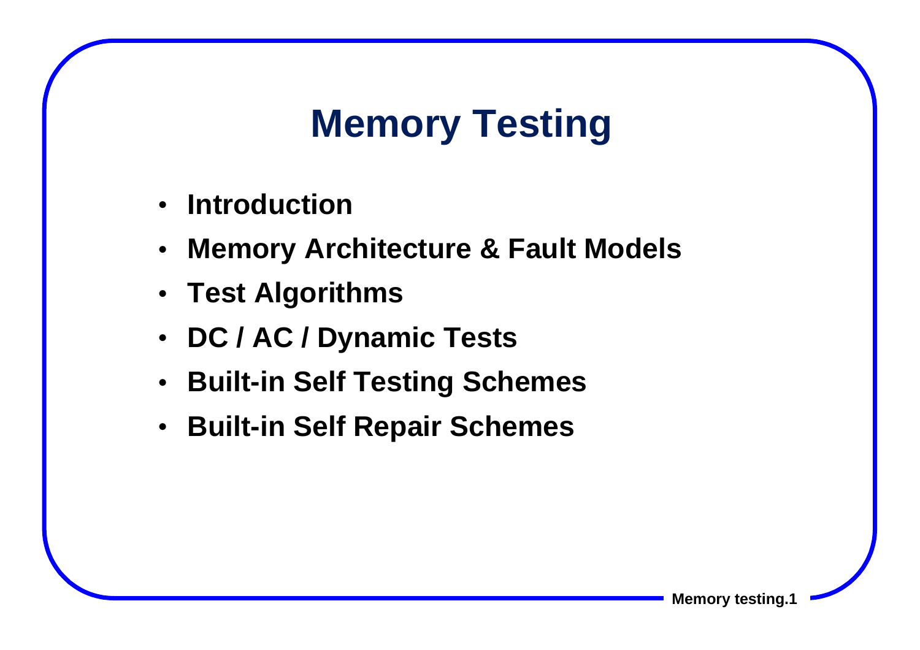# Memory Testing

- Introduction
- Memory Architecture & Fault Models
- Test Algorithms
- DC / AC / Dynamic Tests
- Built-in Self Testing Schemes
- Built-in Self Repair Schemes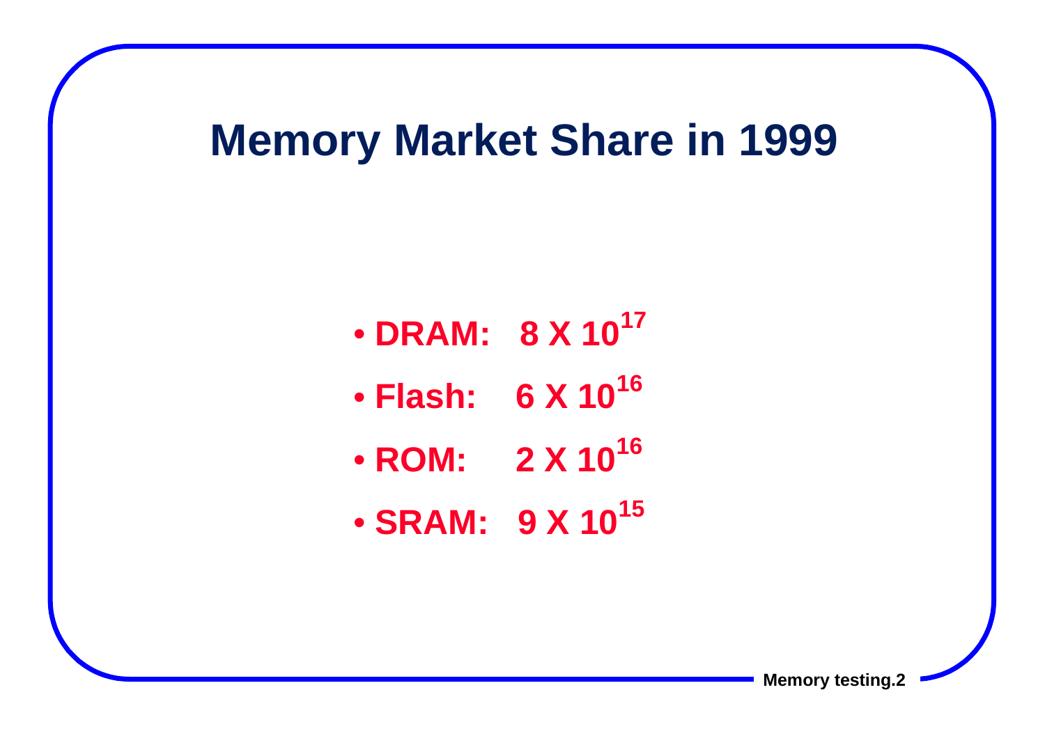# Memory Market Share in 1999

- **DRAM: $8 \times 10^{17}$**
- **Flash: $6 \times 10^{16}$**
- **ROM: $2 \times 10^{16}$**
- **SRAM: $9 \times 10^{15}$**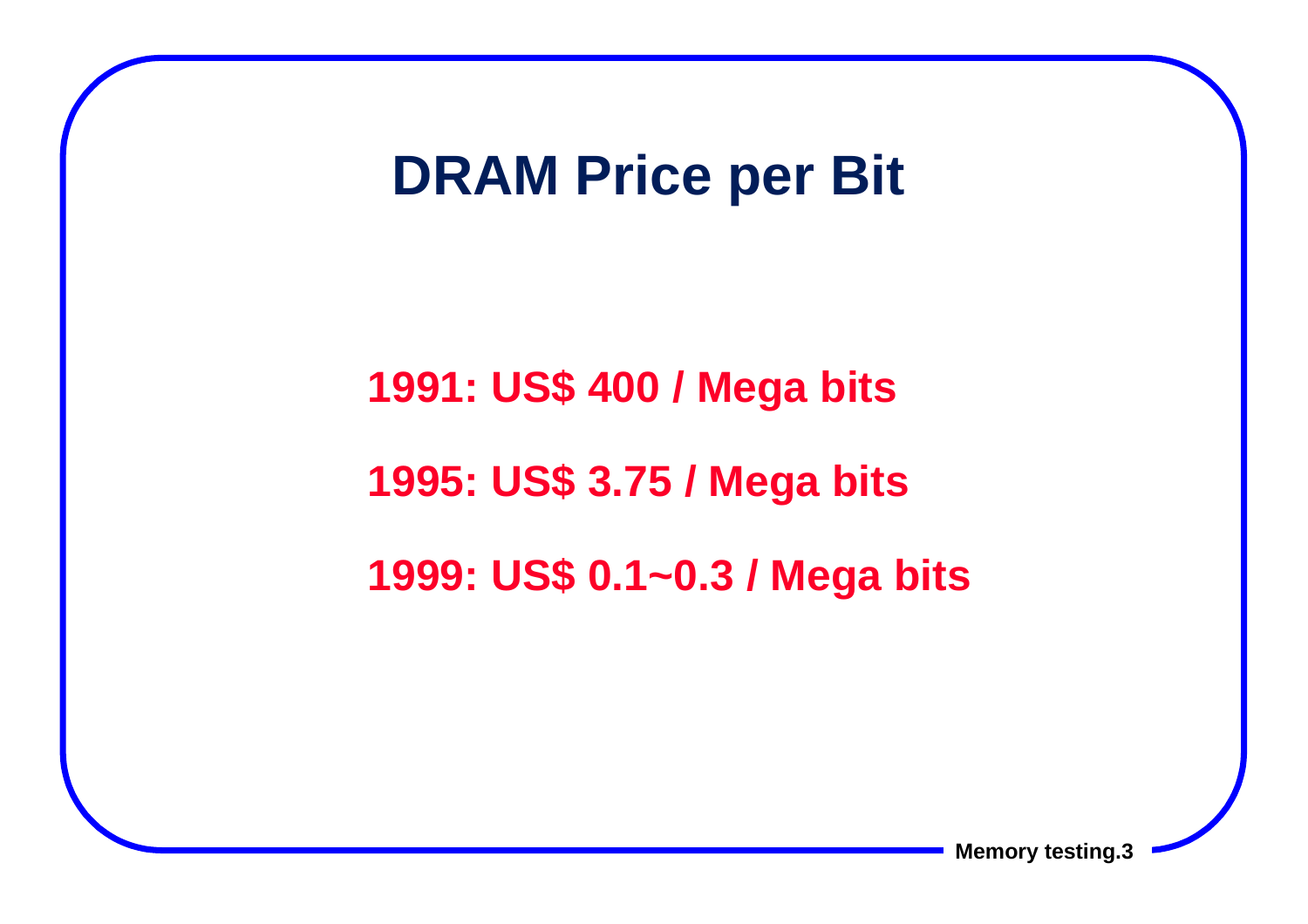# DRAM Price per Bit

**1991: US$ 400 / Mega bits**

**1995: US$ 3.75 / Mega bits**

**1999: US$ 0.1~0.3 / Mega bits**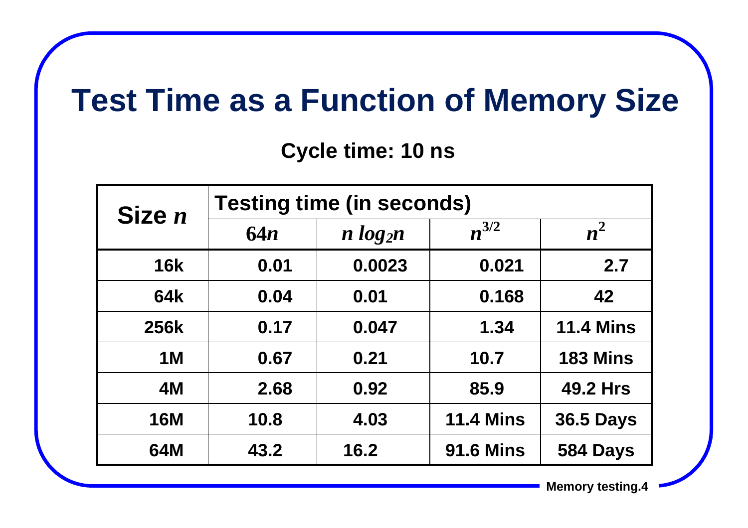# Test Time as a Function of Memory Size

**Cycle time: 10 ns**

| Size $n$ | Testing time (in seconds) | | | |
|---|---|---|---|---|
| | $64n$ | $n \log_2 n$ | $n^{3/2}$ | $n^2$ |
| **16k** | **0.01** | **0.0023** | **0.021** | **2.7** |
| **64k** | **0.04** | **0.01** | **0.168** | **42** |
| **256k** | **0.17** | **0.047** | **1.34** | **11.4 Mins** |
| **1M** | **0.67** | **0.21** | **10.7** | **183 Mins** |
| **4M** | **2.68** | **0.92** | **85.9** | **49.2 Hrs** |
| **16M** | **10.8** | **4.03** | **11.4 Mins** | **36.5 Days** |
| **64M** | **43.2** | **16.2** | **91.6 Mins** | **584 Days** |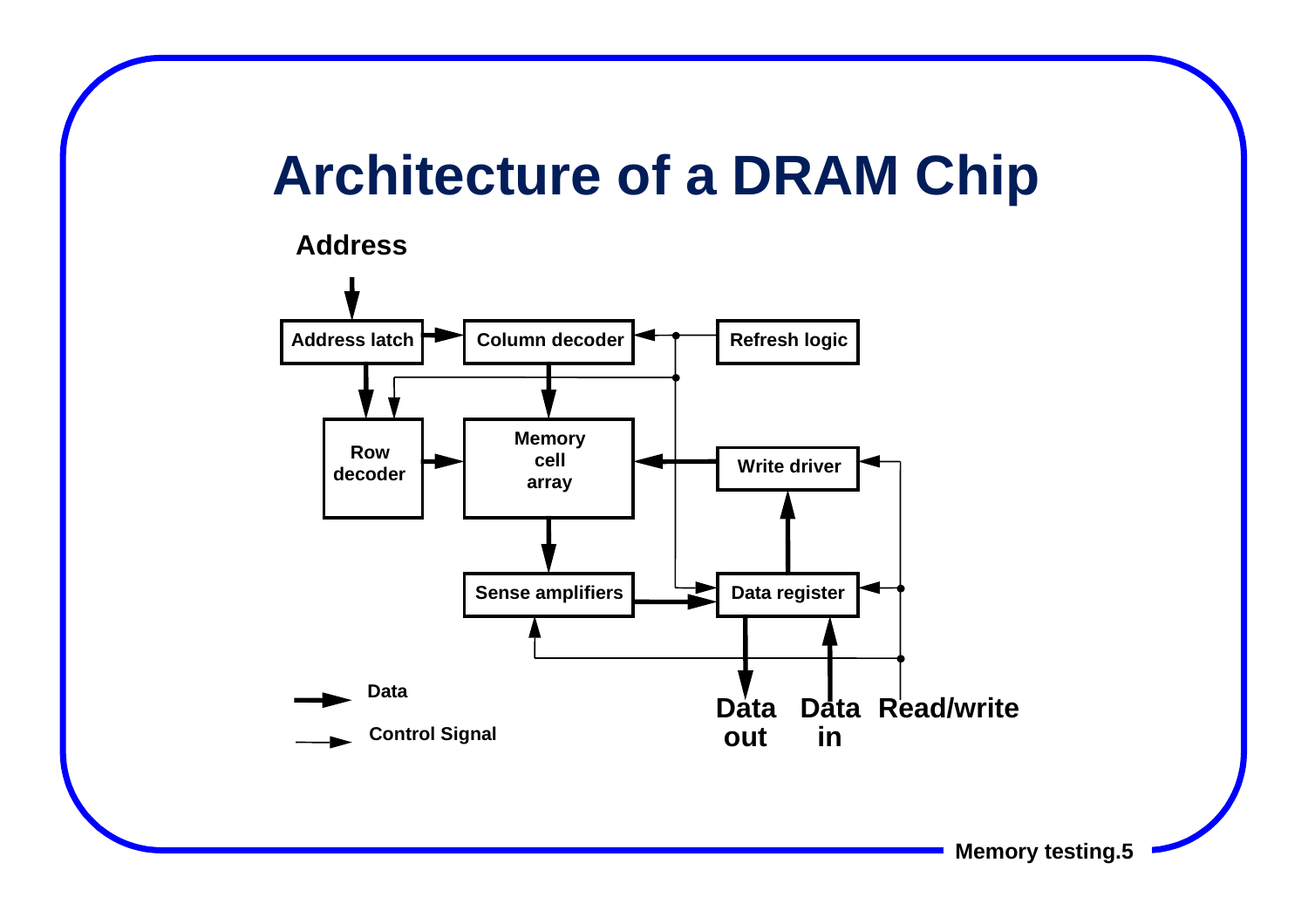# Architecture of a DRAM Chip

Address

Address latch

Column decoder

Refresh logic

Row decoder

Memory cell array

Write driver

Sense amplifiers

Data register

Data out

Data in

Read/write

Data

Control Signal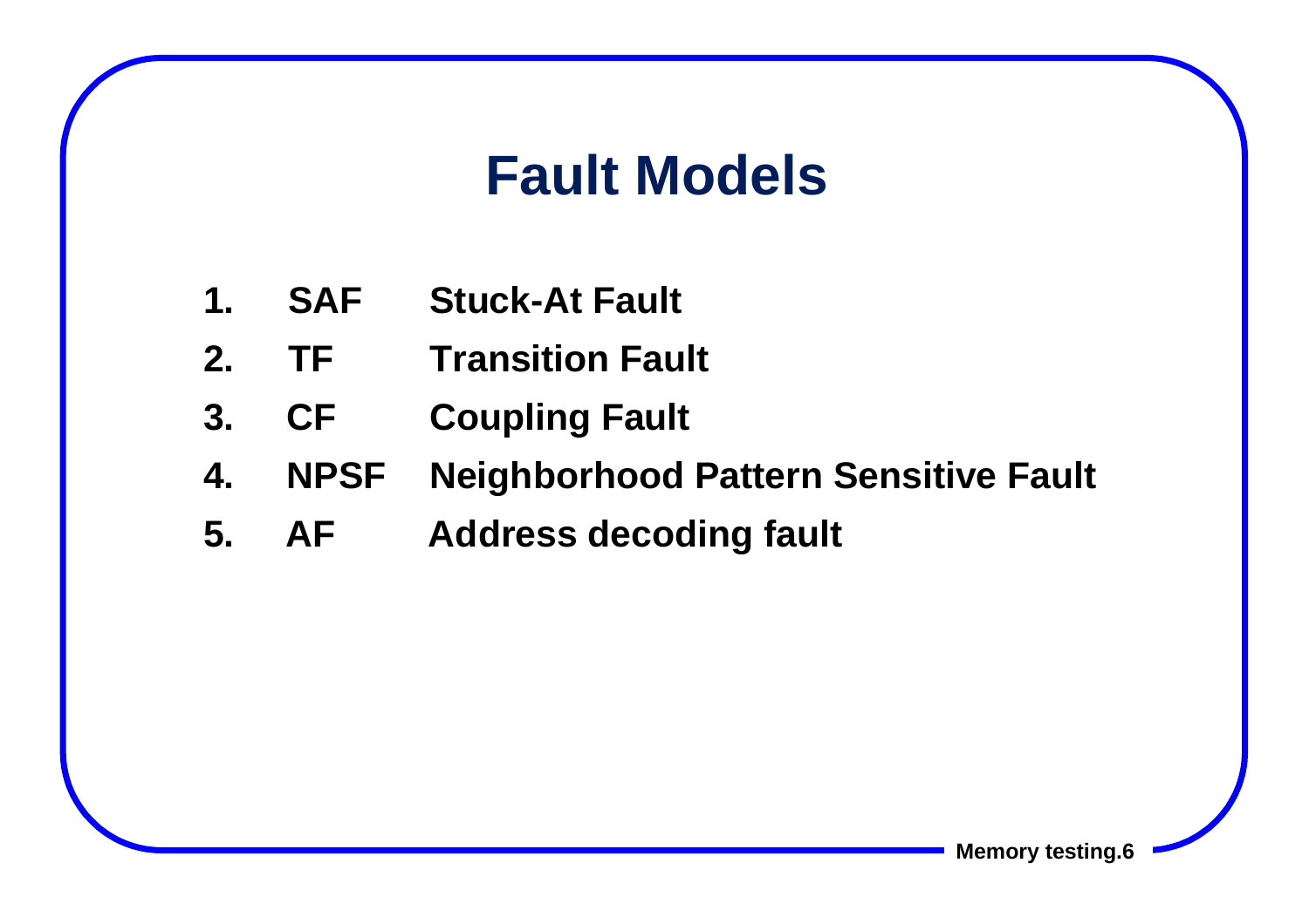# Fault Models

1. **SAF** **Stuck-At Fault**
2. **TF** **Transition Fault**
3. **CF** **Coupling Fault**
4. **NPSF** **Neighborhood Pattern Sensitive Fault**
5. **AF** **Address decoding fault**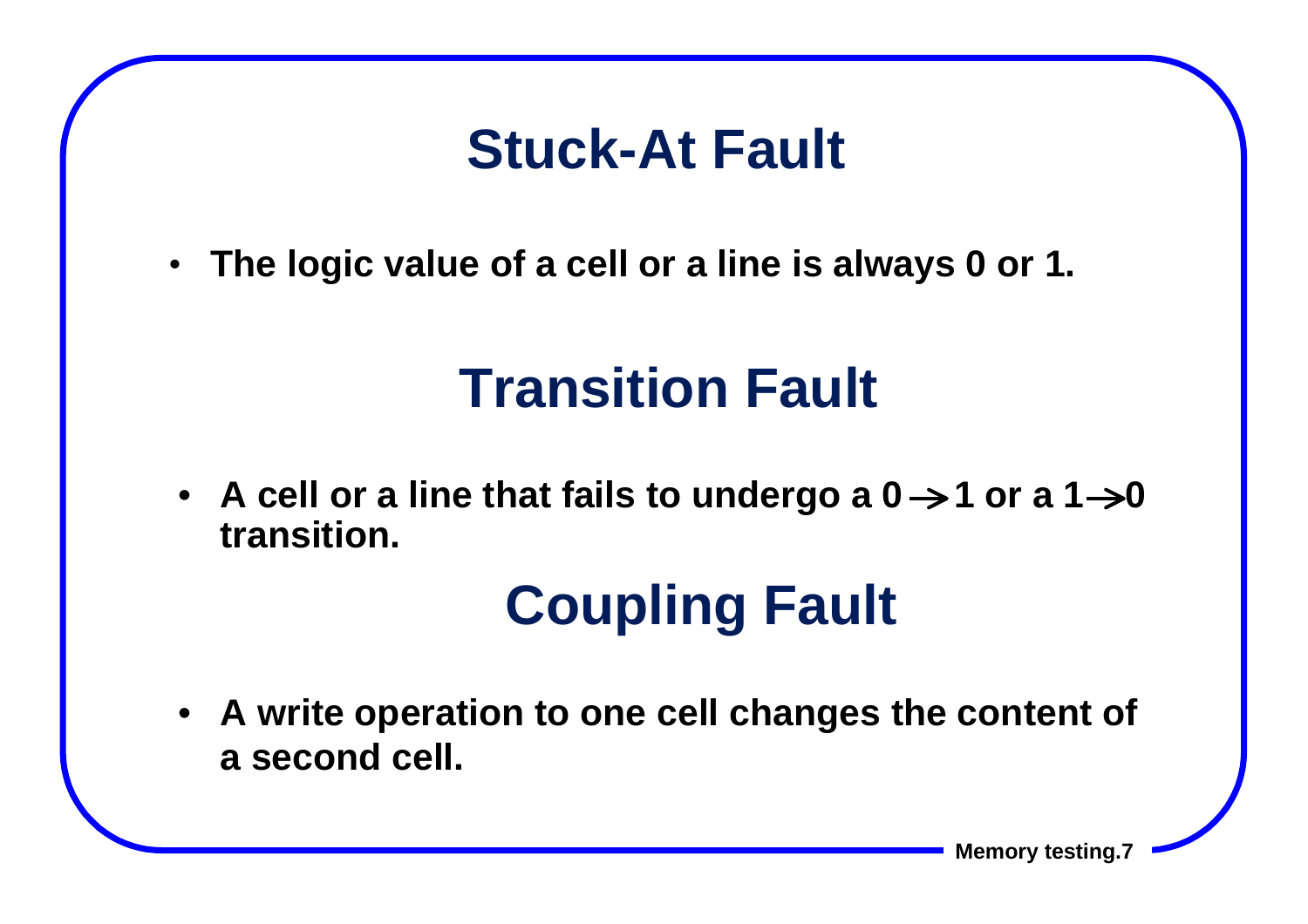## Stuck-At Fault

- The logic value of a cell or a line is always 0 or 1.

## Transition Fault

- A cell or a line that fails to undergo a $0 \rightarrow 1$ or a $1 \rightarrow 0$ transition.

## Coupling Fault

- A write operation to one cell changes the content of a second cell.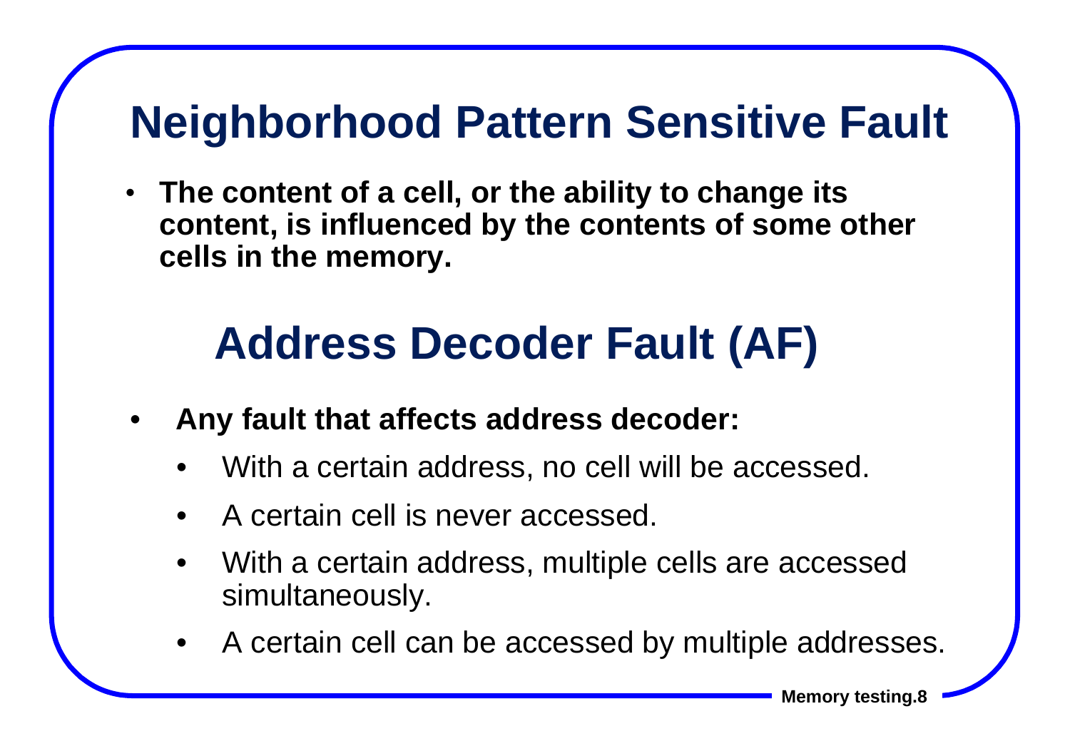# Neighborhood Pattern Sensitive Fault

- **The content of a cell, or the ability to change its content, is influenced by the contents of some other cells in the memory.**

# Address Decoder Fault (AF)

- **Any fault that affects address decoder:**
  - With a certain address, no cell will be accessed.
  - A certain cell is never accessed.
  - With a certain address, multiple cells are accessed simultaneously.
  - A certain cell can be accessed by multiple addresses.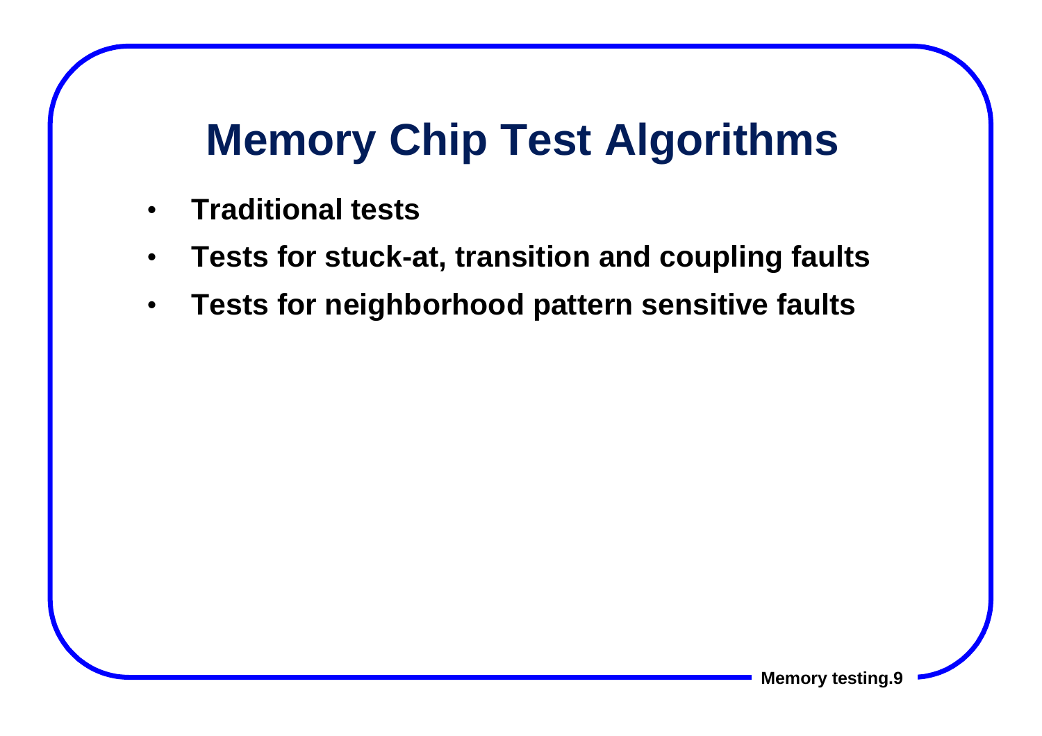# Memory Chip Test Algorithms

- **Traditional tests**
- **Tests for stuck-at, transition and coupling faults**
- **Tests for neighborhood pattern sensitive faults**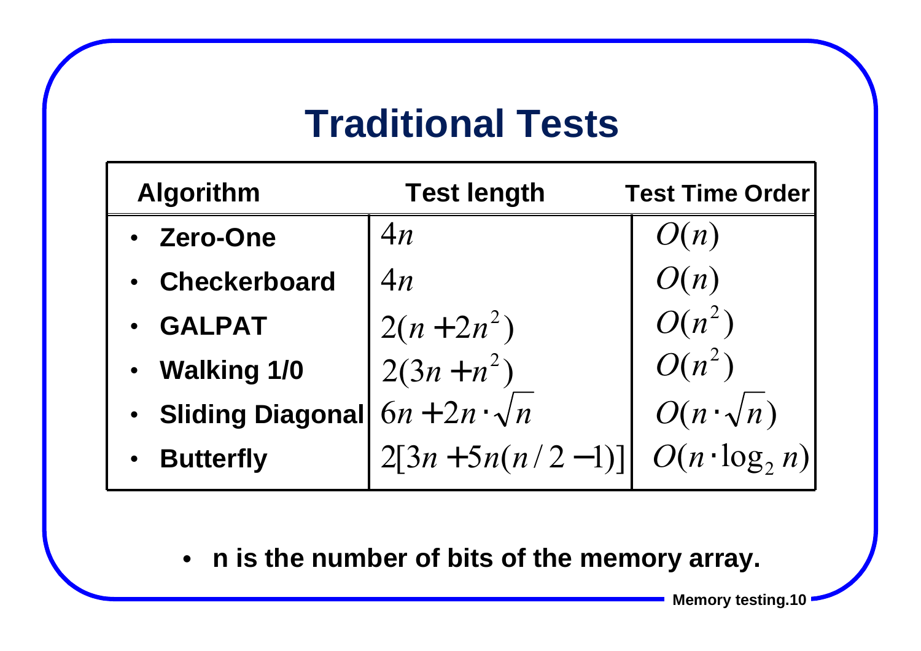# Traditional Tests

| Algorithm | Test length | Test Time Order |
|---|---|---|
| • Zero-One | $4n$ | $O(n)$ |
| • Checkerboard | $4n$ | $O(n)$ |
| • GALPAT | $2(n+2n^2)$ | $O(n^2)$ |
| • Walking 1/0 | $2(3n+n^2)$ | $O(n^2)$ |
| • Sliding Diagonal | $6n+2n \cdot \sqrt{n}$ | $O(n \cdot \sqrt{n})$ |
| • Butterfly | $2[3n+5n(n/2-1)]$ | $O(n \cdot \log_2 n)$ |

- **n is the number of bits of the memory array.**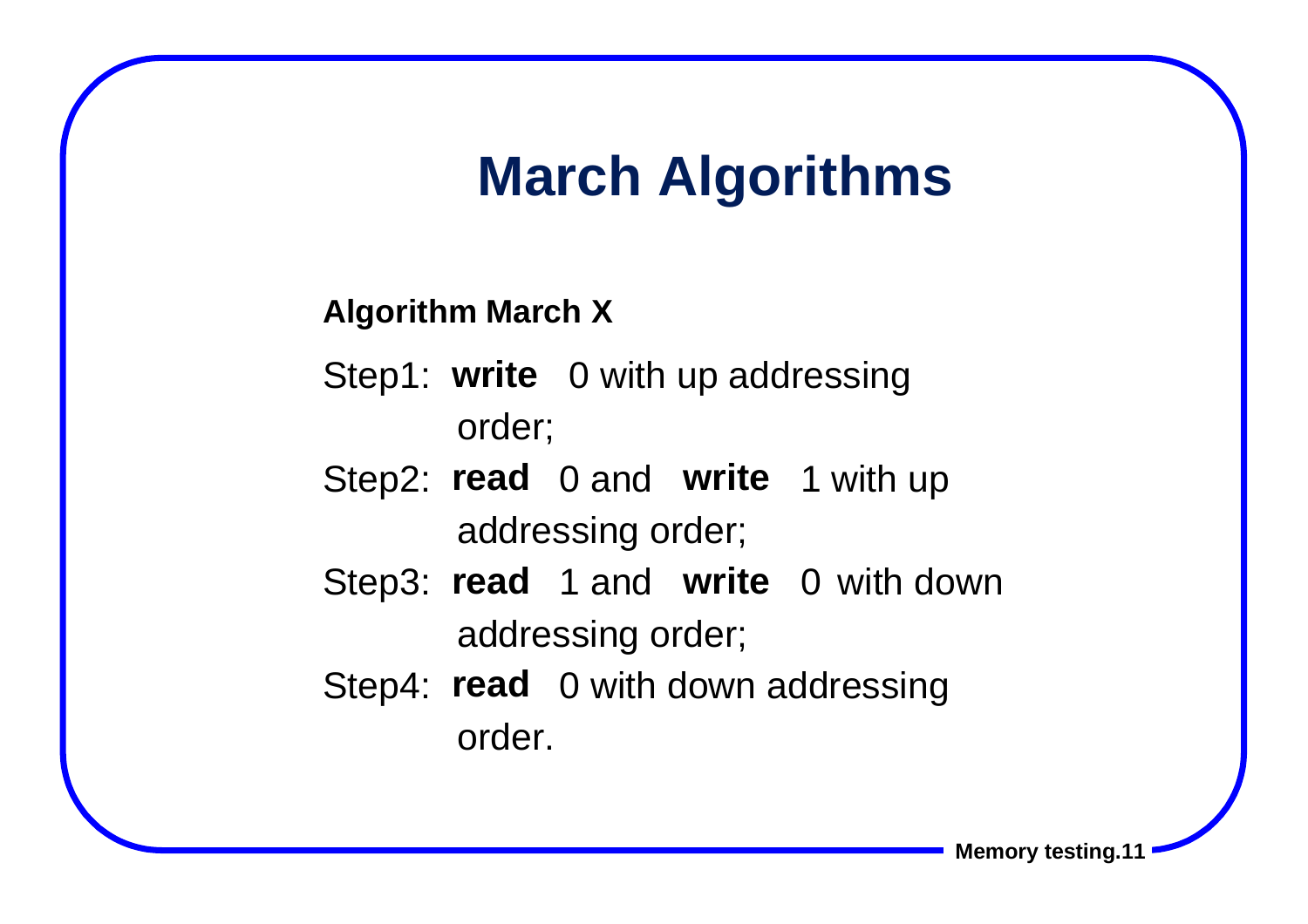# March Algorithms

**Algorithm March X**

Step1: **write** 0 with up addressing order;

Step2: **read** 0 and **write** 1 with up addressing order;

Step3: **read** 1 and **write** 0 with down addressing order;

Step4: **read** 0 with down addressing order.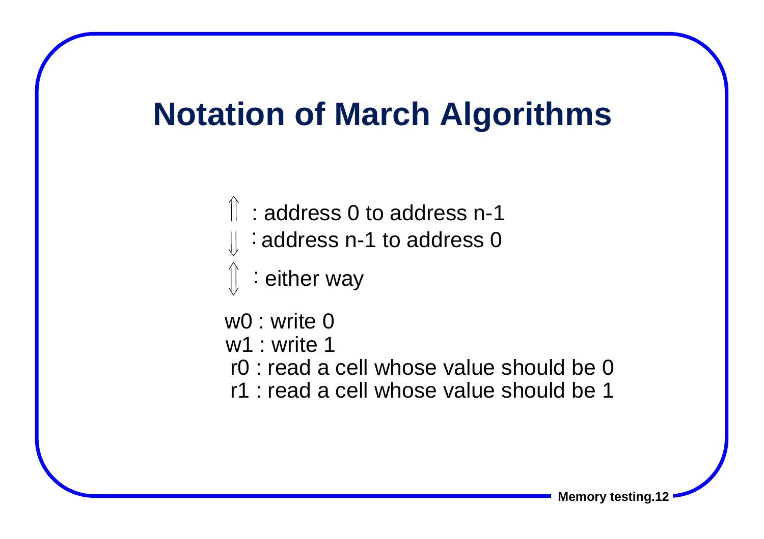# Notation of March Algorithms

- $\Uparrow$ : address 0 to address n-1
- $\Downarrow$ : address n-1 to address 0
- $\Updownarrow$ : either way

w0 : write 0
w1 : write 1
r0 : read a cell whose value should be 0
r1 : read a cell whose value should be 1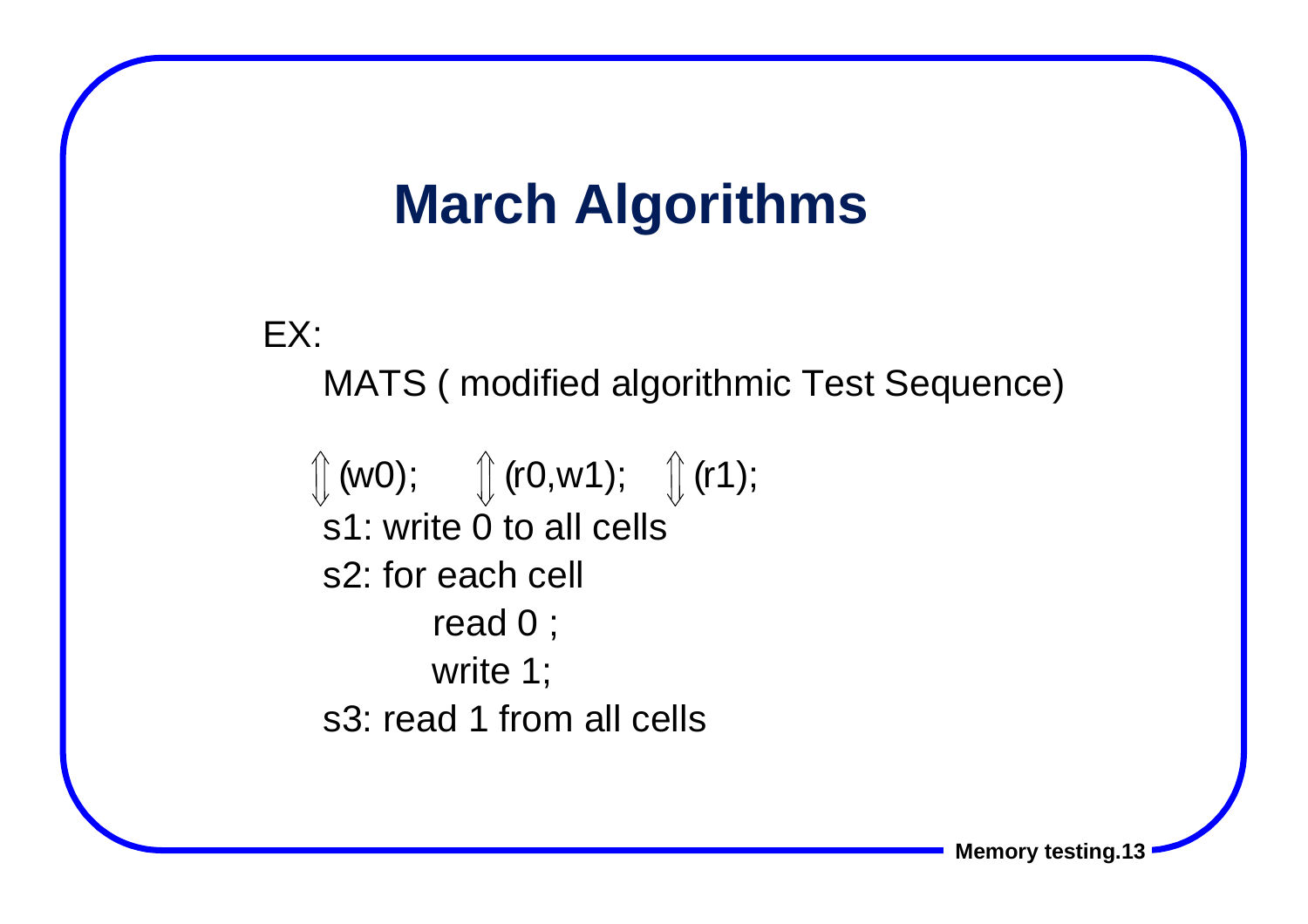# March Algorithms

EX:

MATS ( modified algorithmic Test Sequence)

$\Updownarrow$(w0); $\Updownarrow$(r0,w1); $\Updownarrow$(r1);

s1: write 0 to all cells

s2: for each cell

read 0 ;

write 1;

s3: read 1 from all cells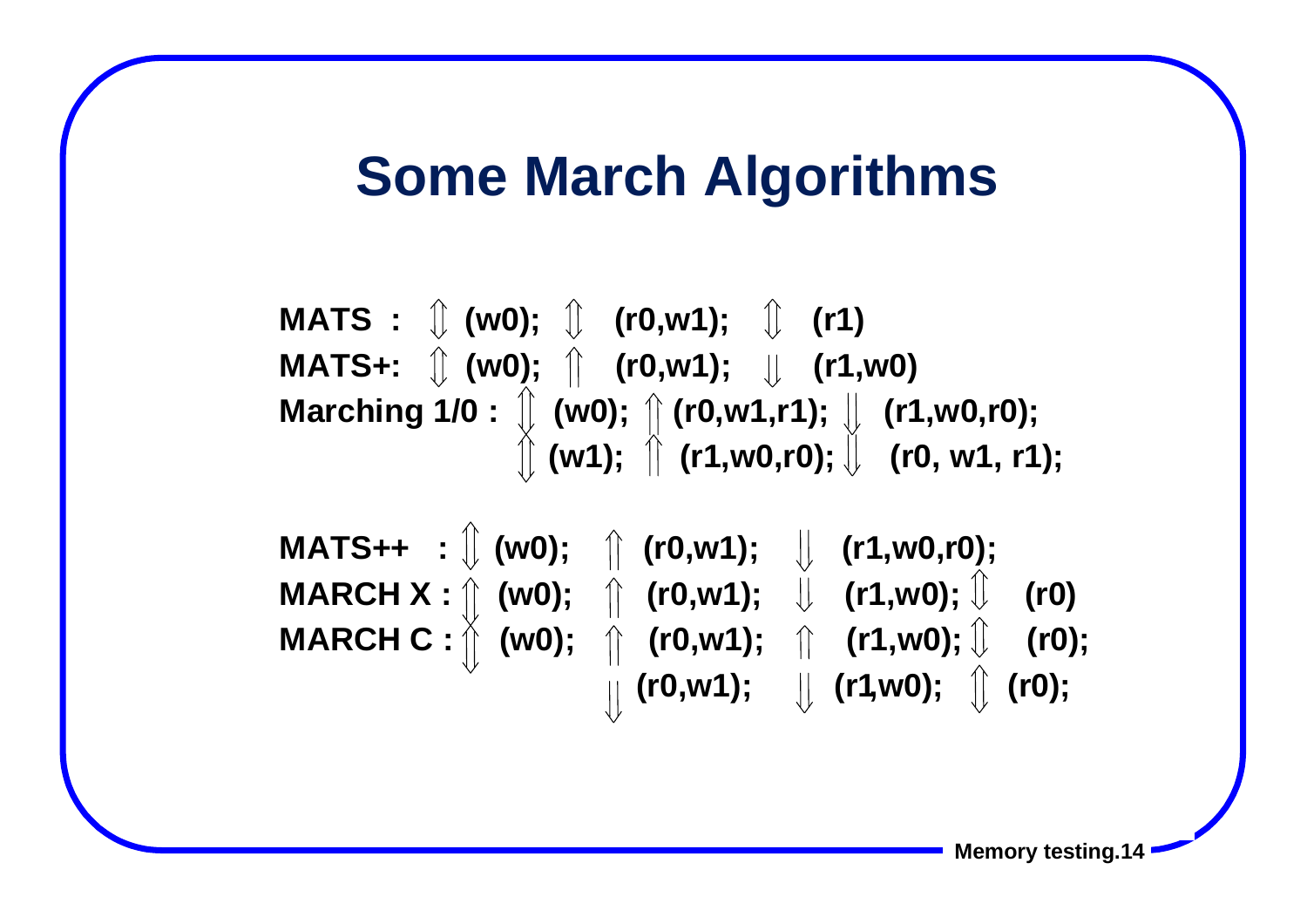# Some March Algorithms

**MATS :** $\Updownarrow$ **(w0);** $\Updownarrow$ **(r0,w1);** $\Updownarrow$ **(r1)**

**MATS+:** $\Updownarrow$ **(w0);** $\Uparrow$ **(r0,w1);** $\Downarrow$ **(r1,w0)**

**Marching 1/0 :** $\Updownarrow$ **(w0);** $\Uparrow$ **(r0,w1,r1);** $\Downarrow$ **(r1,w0,r0);**
$\Updownarrow$ **(w1);** $\Uparrow$ **(r1,w0,r0);** $\Downarrow$ **(r0, w1, r1);**

**MATS++ :** $\Updownarrow$ **(w0);** $\Uparrow$ **(r0,w1);** $\Downarrow$ **(r1,w0,r0);**

**MARCH X :** $\Updownarrow$ **(w0);** $\Uparrow$ **(r0,w1);** $\Downarrow$ **(r1,w0);** $\Updownarrow$ **(r0)**

**MARCH C :** $\Updownarrow$ **(w0);** $\Uparrow$ **(r0,w1);** $\Uparrow$ **(r1,w0);** $\Updownarrow$ **(r0);**
$\Downarrow$ **(r0,w1);** $\Downarrow$ **(r1,w0);** $\Updownarrow$ **(r0);**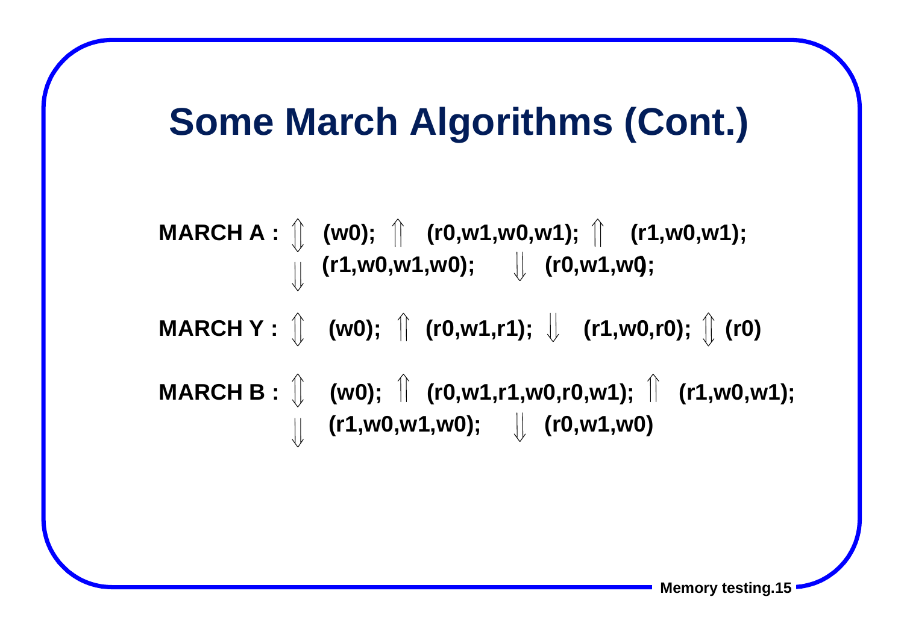# Some March Algorithms (Cont.)

**MARCH A :** $\Updownarrow$ **(w0);** $\Uparrow$ **(r0,w1,w0,w1);** $\Uparrow$ **(r1,w0,w1);** $\Downarrow$ **(r1,w0,w1,w0);** $\Downarrow$ **(r0,w1,w0);**

**MARCH Y :** $\Updownarrow$ **(w0);** $\Uparrow$ **(r0,w1,r1);** $\Downarrow$ **(r1,w0,r0);** $\Updownarrow$ **(r0)**

**MARCH B :** $\Updownarrow$ **(w0);** $\Uparrow$ **(r0,w1,r1,w0,r0,w1);** $\Uparrow$ **(r1,w0,w1);** $\Downarrow$ **(r1,w0,w1,w0);** $\Downarrow$ **(r0,w1,w0)**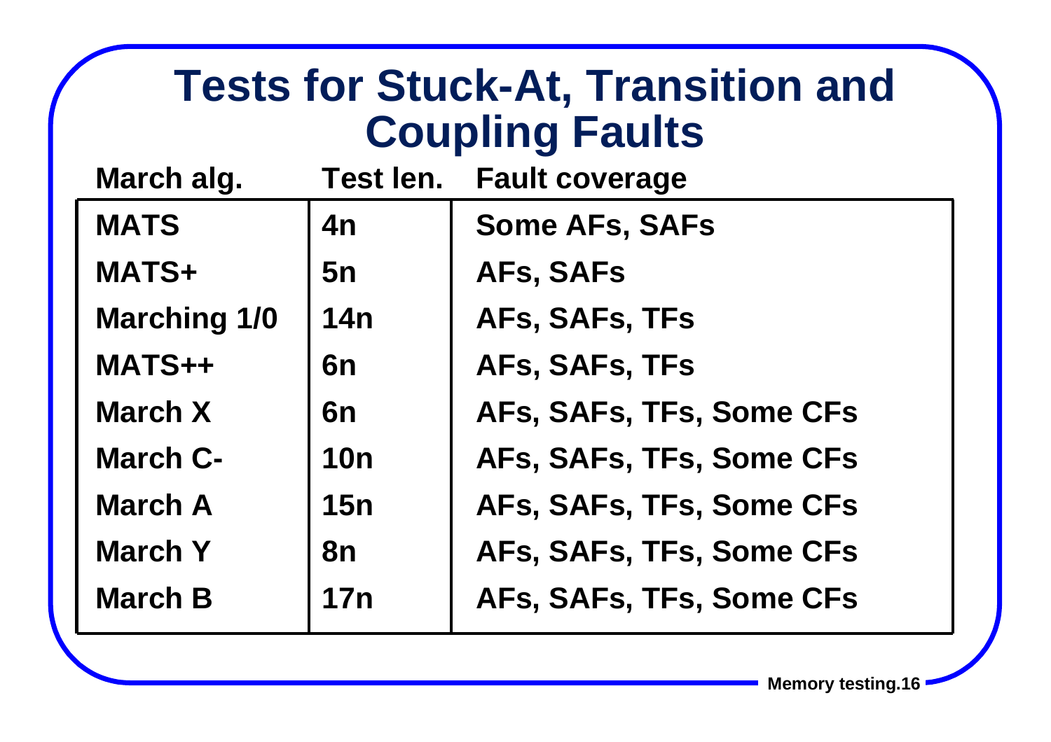# Tests for Stuck-At, Transition and Coupling Faults

| March alg. | Test len. | Fault coverage |
|---|---|---|
| MATS | 4n | Some AFs, SAFs |
| MATS+ | 5n | AFs, SAFs |
| Marching 1/0 | 14n | AFs, SAFs, TFs |
| MATS++ | 6n | AFs, SAFs, TFs |
| March X | 6n | AFs, SAFs, TFs, Some CFs |
| March C- | 10n | AFs, SAFs, TFs, Some CFs |
| March A | 15n | AFs, SAFs, TFs, Some CFs |
| March Y | 8n | AFs, SAFs, TFs, Some CFs |
| March B | 17n | AFs, SAFs, TFs, Some CFs |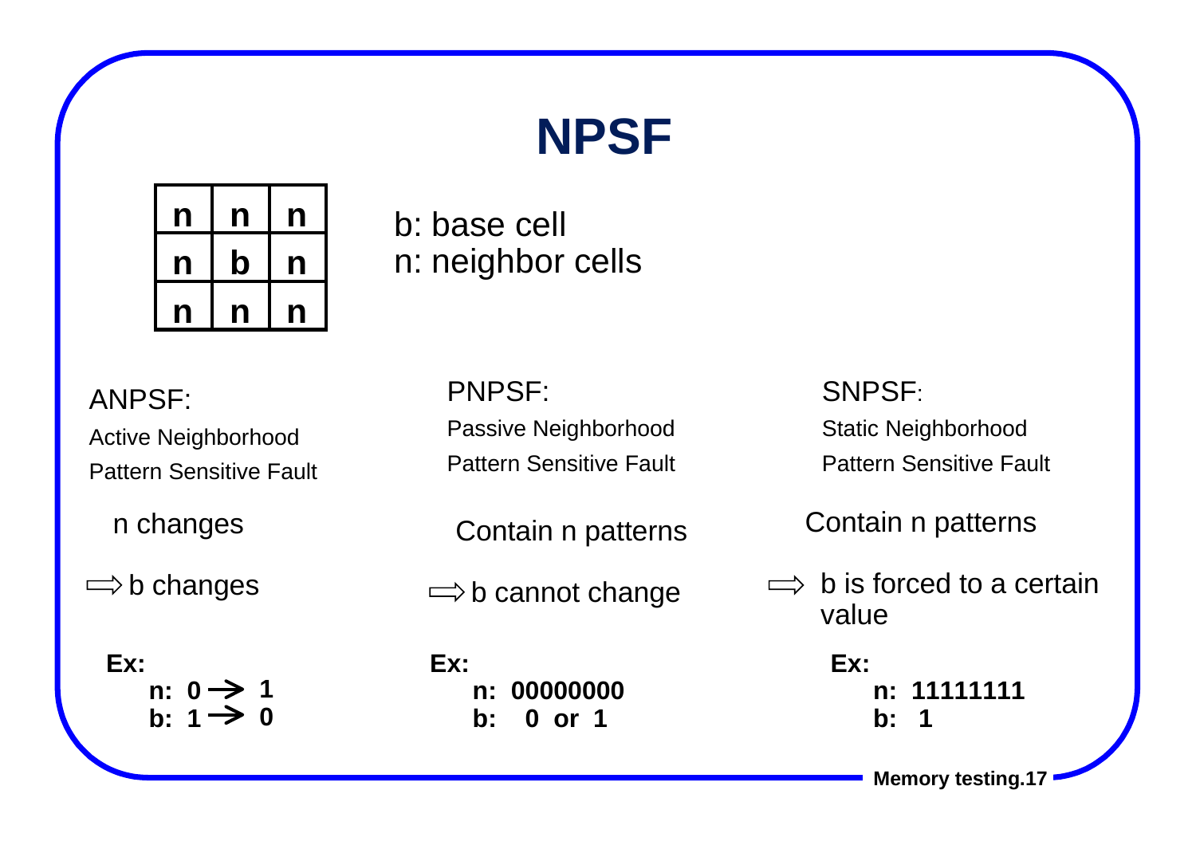# NPSF

| n | n | n |
|---|---|---|
| n | b | n |
| n | n | n |

b: base cell
n: neighbor cells

ANPSF:
Active Neighborhood Pattern Sensitive Fault

n changes

⇨ b changes

**Ex:**
**n: 0 → 1**
**b: 1 → 0**

PNPSF:
Passive Neighborhood Pattern Sensitive Fault

Contain n patterns

⇨ b cannot change

**Ex:**
**n: 00000000**
**b: 0 or 1**

SNPSF:
Static Neighborhood Pattern Sensitive Fault

Contain n patterns

⇨ b is forced to a certain value

**Ex:**
**n: 11111111**
**b: 1**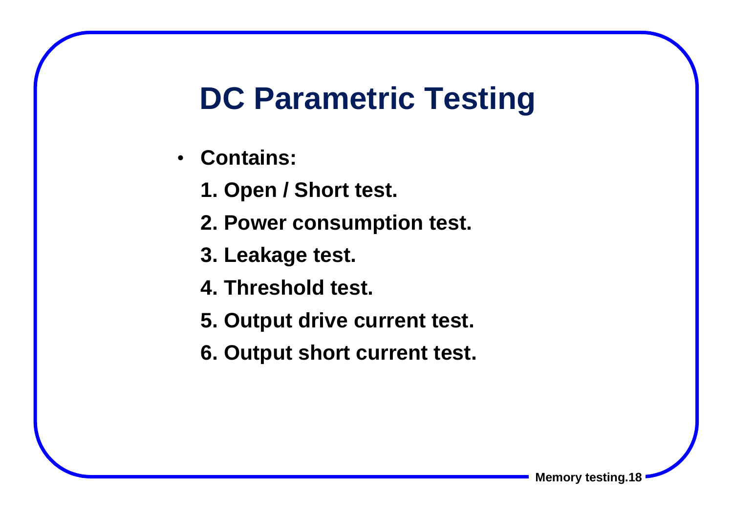# DC Parametric Testing

- **Contains:**

  **1. Open / Short test.**

  **2. Power consumption test.**

  **3. Leakage test.**

  **4. Threshold test.**

  **5. Output drive current test.**

  **6. Output short current test.**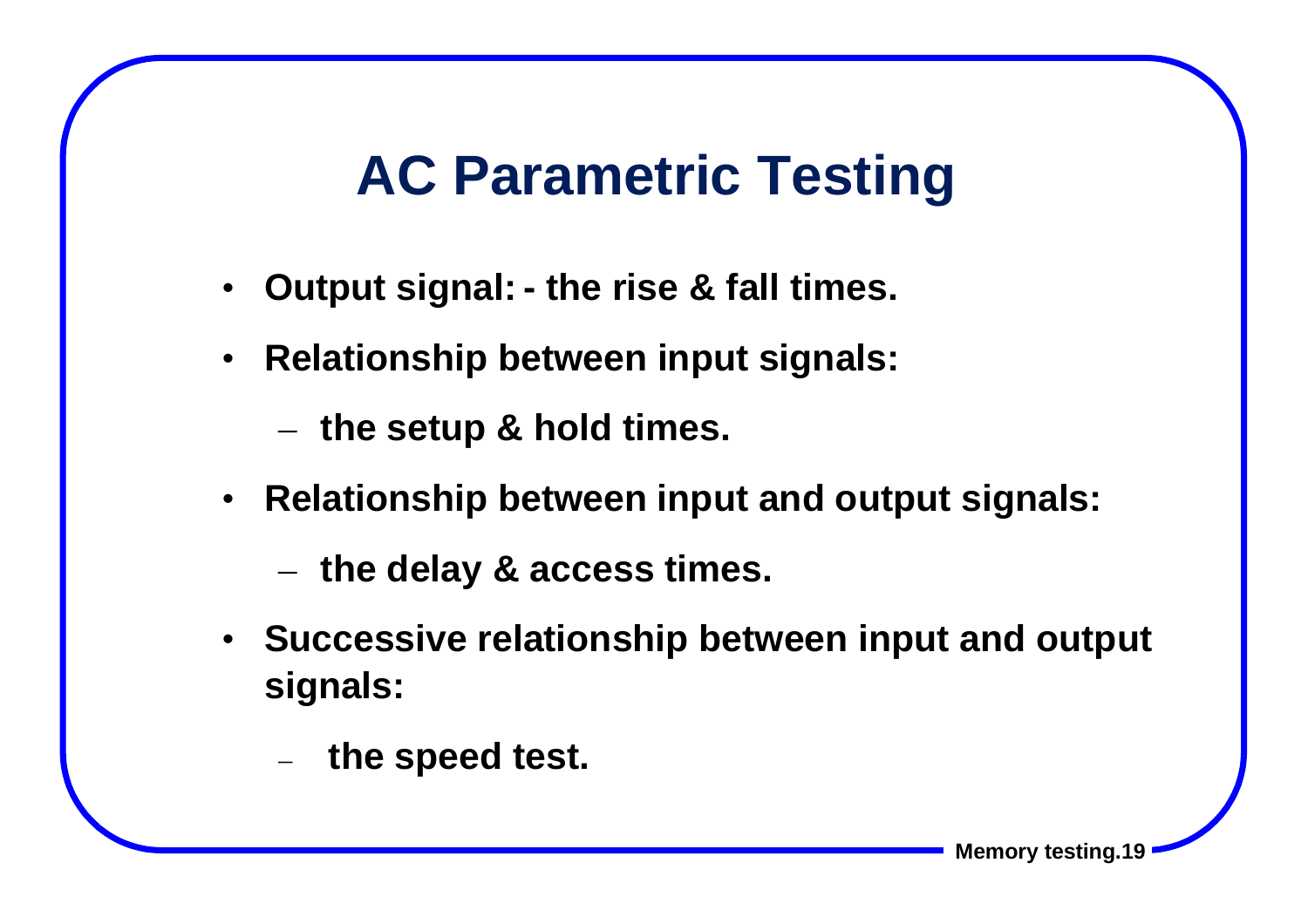# AC Parametric Testing

- **Output signal: - the rise & fall times.**
- **Relationship between input signals:**
  - **the setup & hold times.**
- **Relationship between input and output signals:**
  - **the delay & access times.**
- **Successive relationship between input and output signals:**
  - **the speed test.**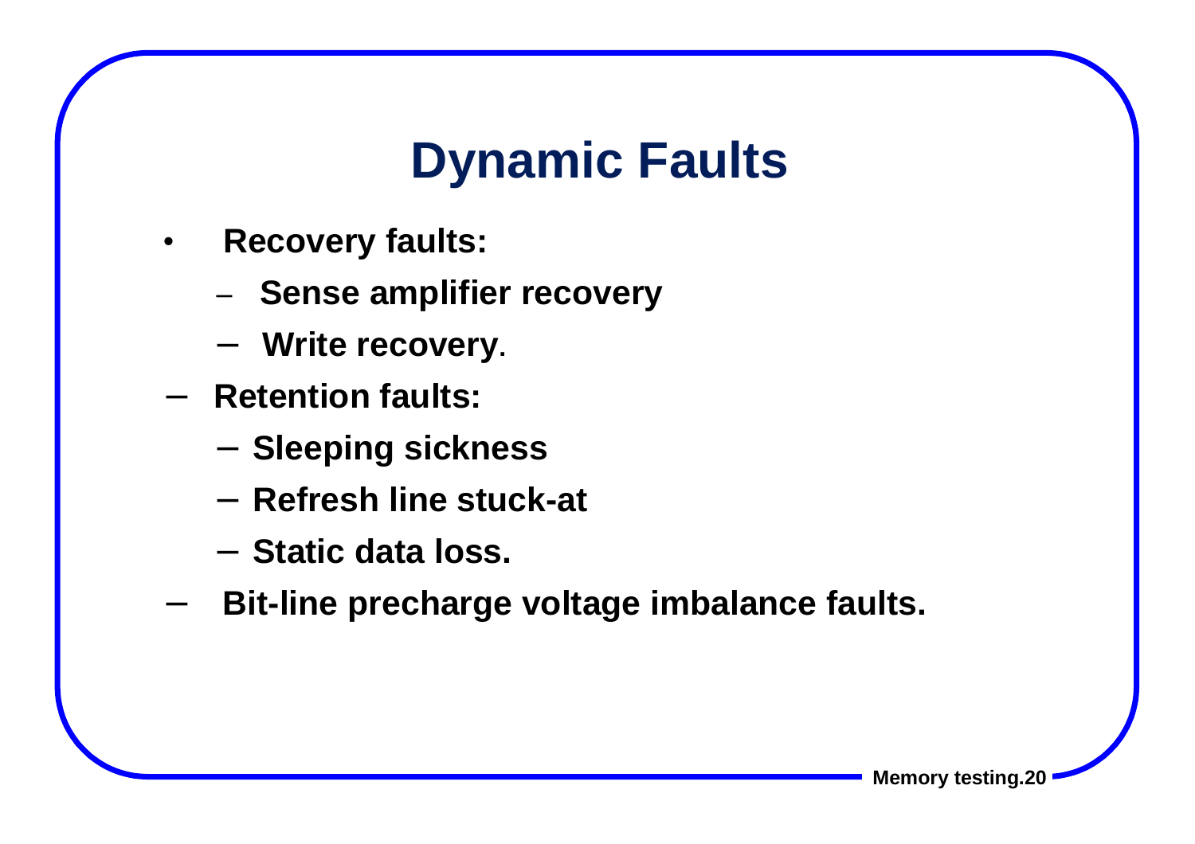# Dynamic Faults

- **Recovery faults:**
  - **Sense amplifier recovery**
  - **Write recovery.**
- **Retention faults:**
  - **Sleeping sickness**
  - **Refresh line stuck-at**
  - **Static data loss.**
- **Bit-line precharge voltage imbalance faults.**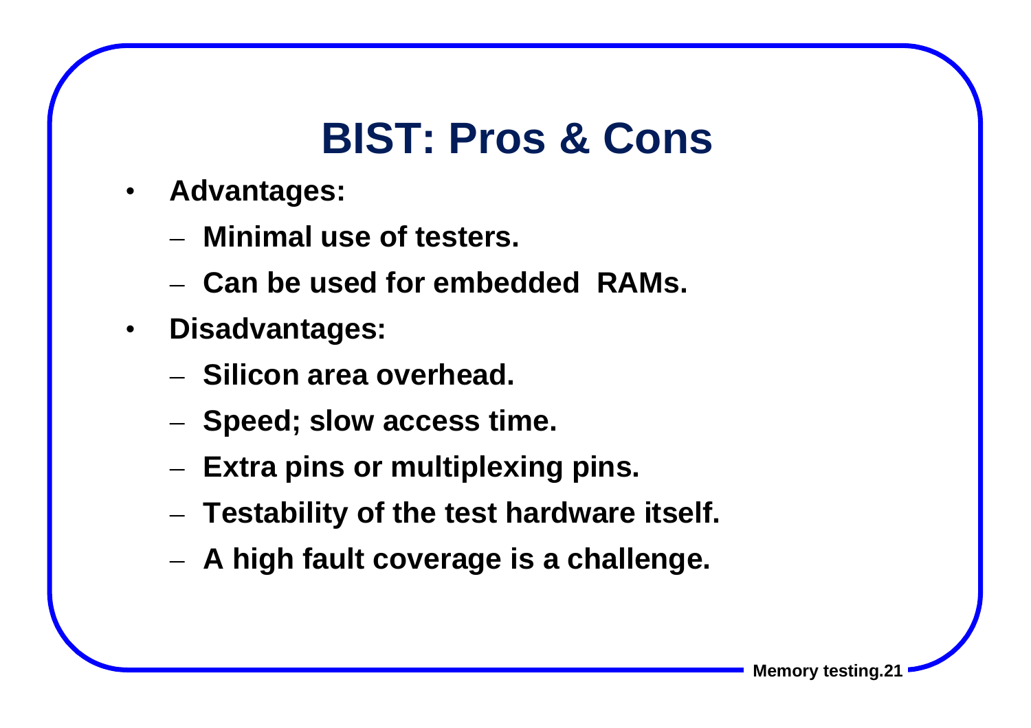# BIST: Pros & Cons

- **Advantages:**
  - **Minimal use of testers.**
  - **Can be used for embedded RAMs.**
- **Disadvantages:**
  - **Silicon area overhead.**
  - **Speed; slow access time.**
  - **Extra pins or multiplexing pins.**
  - **Testability of the test hardware itself.**
  - **A high fault coverage is a challenge.**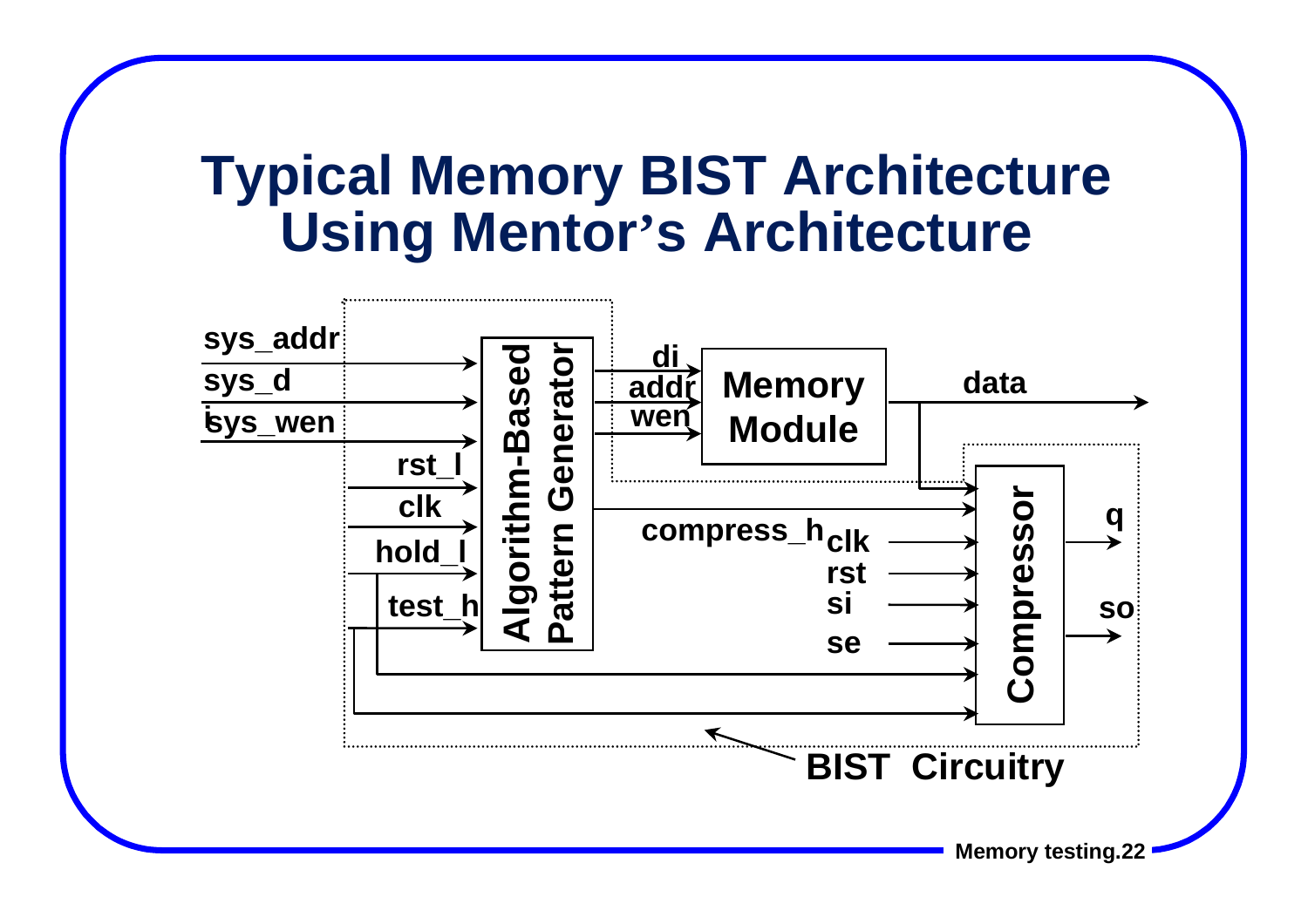# Typical Memory BIST Architecture Using Mentor's Architecture

sys_addr

sys_di

sys_wen

rst_l

clk

hold_l

test_h

Algorithm-Based Pattern Generator

di

addr

wen

Memory Module

data

compress_h

clk

rst

si

se

Compressor

q

so

BIST Circuitry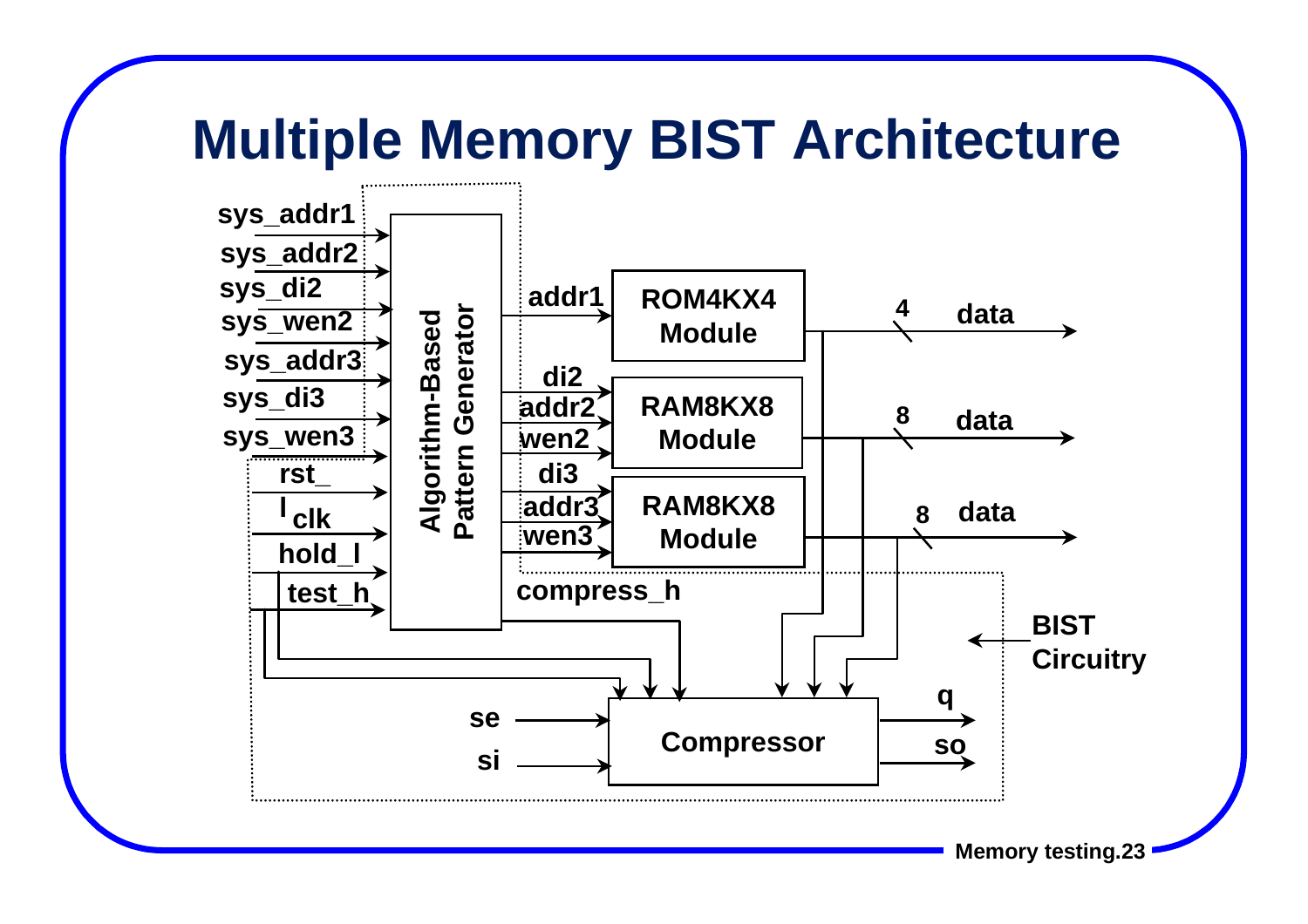# Multiple Memory BIST Architecture

sys_addr1
sys_addr2
sys_di2
sys_wen2
sys_addr3
sys_di3
sys_wen3
rst_
l clk
hold_l
test_h

Algorithm-Based Pattern Generator

addr1
di2
addr2
wen2
di3
addr3
wen3
compress_h

ROM4KX4 Module
RAM8KX8 Module
RAM8KX8 Module

4 data
8 data
8 data

BIST Circuitry

se
si

Compressor

q
so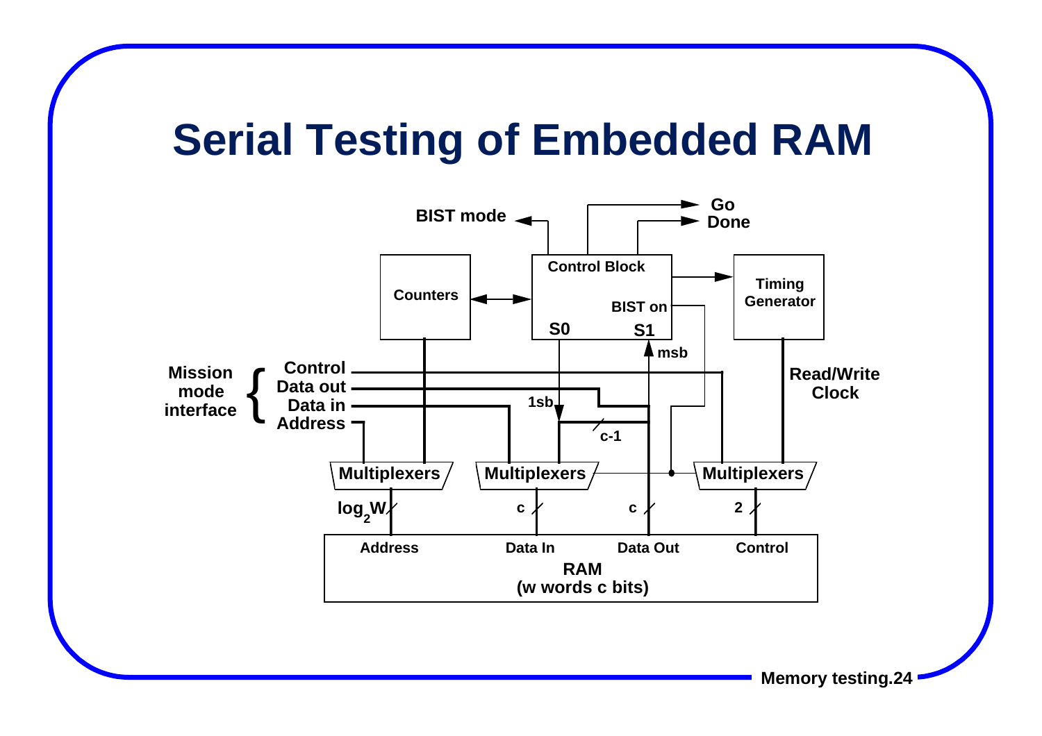# Serial Testing of Embedded RAM

BIST mode

Go

Done

Control Block

Counters

Timing Generator

BIST on

S0

S1

msb

Mission mode interface

Control

Data out

Data in

Address

1sb

c-1

Read/Write Clock

Multiplexers

Multiplexers

Multiplexers

$\log_2 W$

c

c

2

Address

Data In

Data Out

Control

RAM
(w words c bits)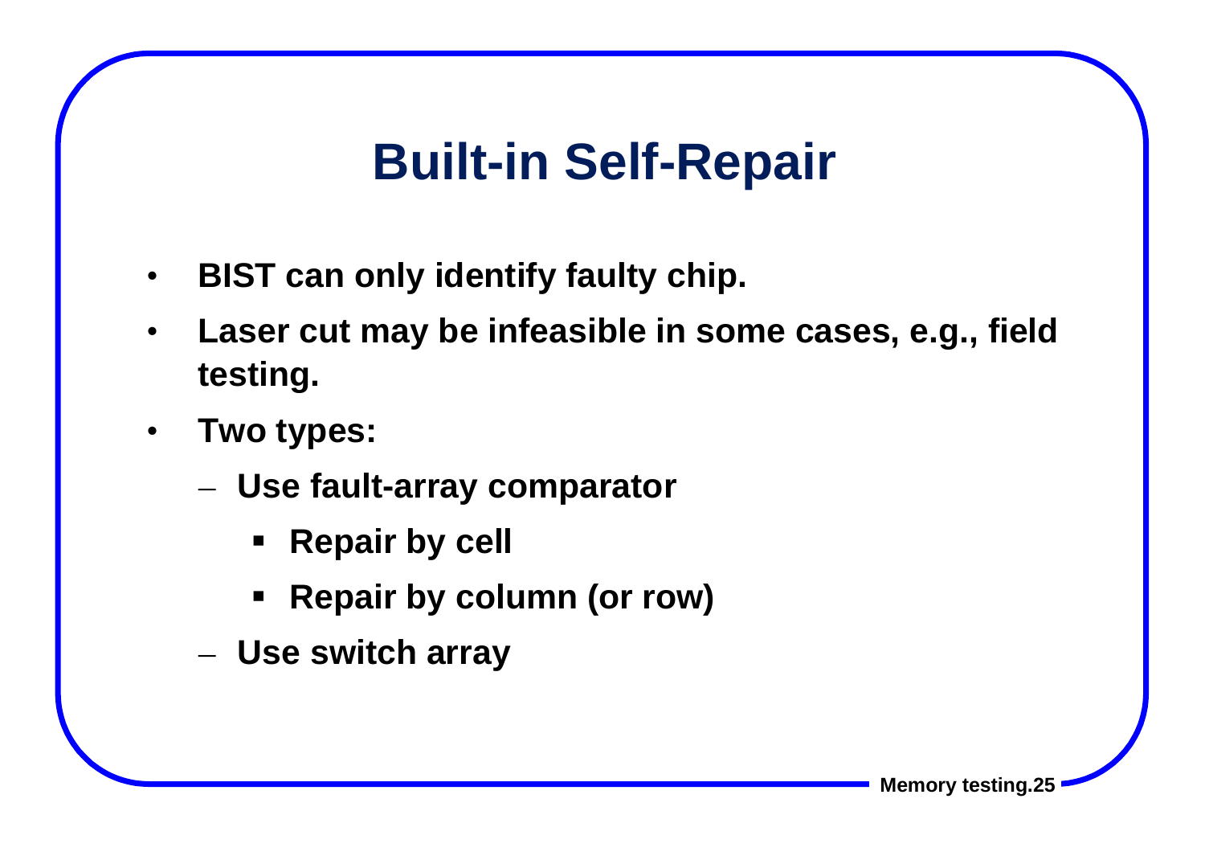# Built-in Self-Repair

- **BIST can only identify faulty chip.**
- **Laser cut may be infeasible in some cases, e.g., field testing.**
- **Two types:**
  - **Use fault-array comparator**
    - **Repair by cell**
    - **Repair by column (or row)**
  - **Use switch array**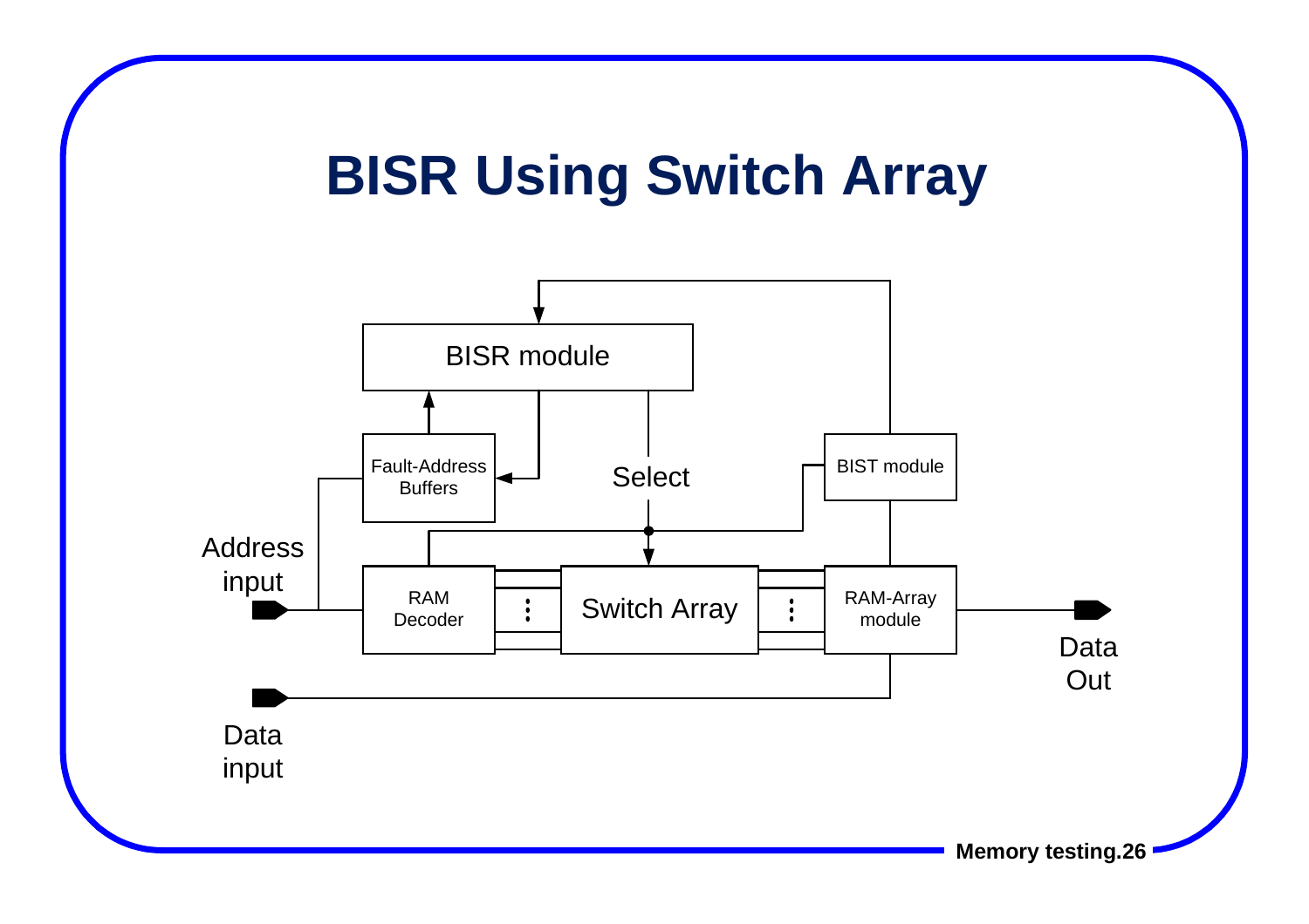# BISR Using Switch Array

BISR module

Fault-Address Buffers

Select

BIST module

Address input

RAM Decoder

Switch Array

RAM-Array module

Data Out

Data input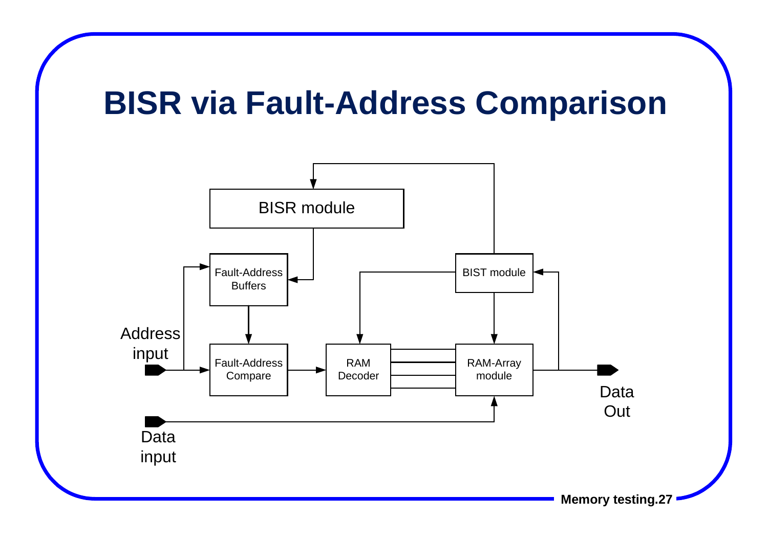# BISR via Fault-Address Comparison

BISR module

Fault-Address Buffers

BIST module

Address input

Fault-Address Compare

RAM Decoder

RAM-Array module

Data Out

Data input